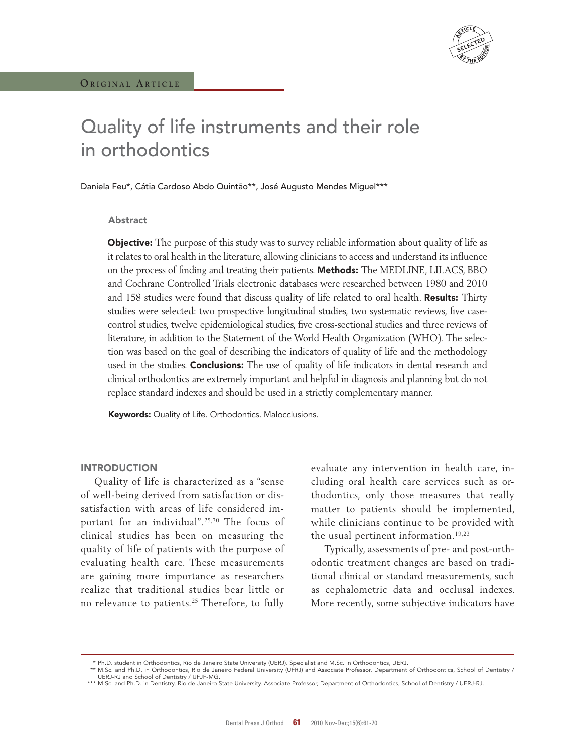Original Article

# Quality of life instruments and their role in orthodontics

Daniela Feu*, Cátia Cardoso Abdo Quintão**, José Augusto Mendes Miguel***

## Abstract

**Objective:** The purpose of this study was to survey reliable information about quality of life as it relates to oral health in the literature, allowing clinicians to access and understand its influence on the process of finding and treating their patients. **Methods:** The MEDLINE, LILACS, BBO and Cochrane Controlled Trials electronic databases were researched between 1980 and 2010 and 158 studies were found that discuss quality of life related to oral health. **Results:** Thirty studies were selected: two prospective longitudinal studies, two systematic reviews, five case-control studies, twelve epidemiological studies, five cross-sectional studies and three reviews of literature, in addition to the Statement of the World Health Organization (WHO). The selection was based on the goal of describing the indicators of quality of life and the methodology used in the studies. **Conclusions:** The use of quality of life indicators in dental research and clinical orthodontics are extremely important and helpful in diagnosis and planning but do not replace standard indexes and should be used in a strictly complementary manner.

**Keywords:** Quality of Life. Orthodontics. Malocclusions.

## INTRODUCTION

Quality of life is characterized as a "sense of well-being derived from satisfaction or dissatisfaction with areas of life considered important for an individual".[25,30] The focus of clinical studies has been on measuring the quality of life of patients with the purpose of evaluating health care. These measurements are gaining more importance as researchers realize that traditional studies bear little or no relevance to patients.[25] Therefore, to fully evaluate any intervention in health care, including oral health care services such as orthodontics, only those measures that really matter to patients should be implemented, while clinicians continue to be provided with the usual pertinent information.[19,23]

Typically, assessments of pre- and post-orthodontic treatment changes are based on traditional clinical or standard measurements, such as cephalometric data and occlusal indexes. More recently, some subjective indicators have

\* Ph.D. student in Orthodontics, Rio de Janeiro State University (UERJ). Specialist and M.Sc. in Orthodontics, UERJ.

\*\* M.Sc. and Ph.D. in Orthodontics, Rio de Janeiro Federal University (UFRJ) and Associate Professor, Department of Orthodontics, School of Dentistry / UERJ-RJ and School of Dentistry / UFJF-MG.

\*\*\* M.Sc. and Ph.D. in Dentistry, Rio de Janeiro State University. Associate Professor, Department of Orthodontics, School of Dentistry / UERJ-RJ.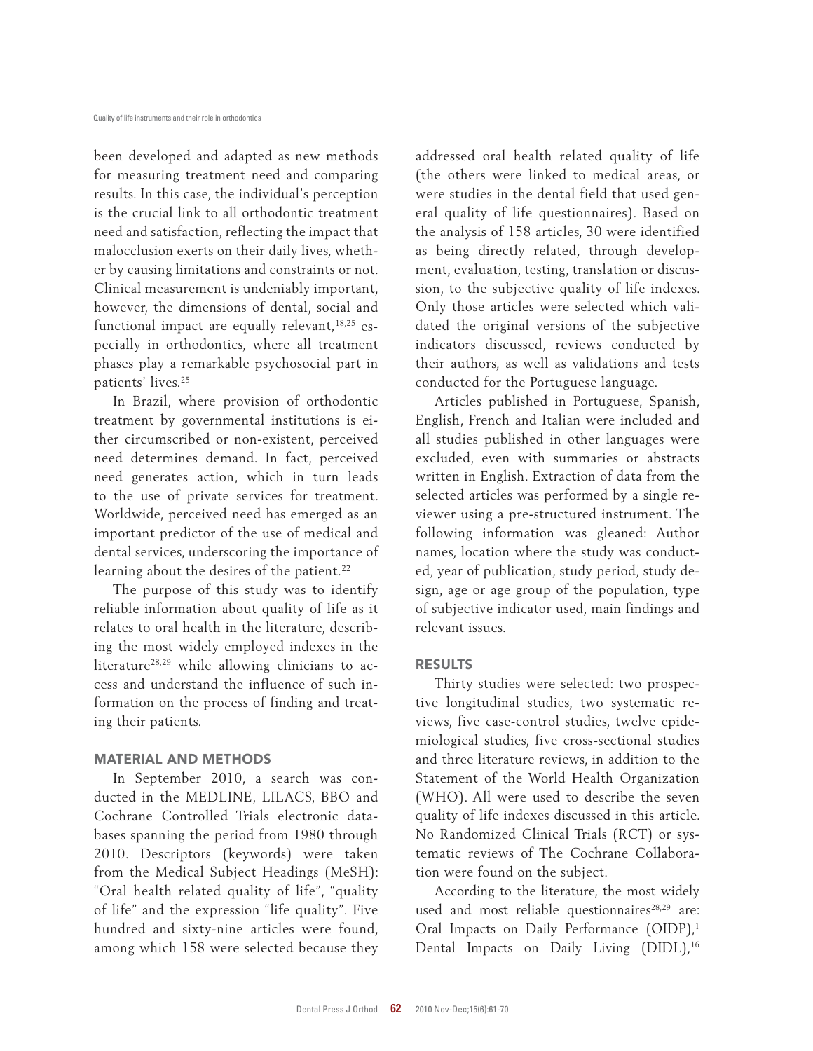been developed and adapted as new methods for measuring treatment need and comparing results. In this case, the individual's perception is the crucial link to all orthodontic treatment need and satisfaction, reflecting the impact that malocclusion exerts on their daily lives, whether by causing limitations and constraints or not. Clinical measurement is undeniably important, however, the dimensions of dental, social and functional impact are equally relevant,[18,25] especially in orthodontics, where all treatment phases play a remarkable psychosocial part in patients' lives.[25]

In Brazil, where provision of orthodontic treatment by governmental institutions is either circumscribed or non-existent, perceived need determines demand. In fact, perceived need generates action, which in turn leads to the use of private services for treatment. Worldwide, perceived need has emerged as an important predictor of the use of medical and dental services, underscoring the importance of learning about the desires of the patient.[22]

The purpose of this study was to identify reliable information about quality of life as it relates to oral health in the literature, describing the most widely employed indexes in the literature[28,29] while allowing clinicians to access and understand the influence of such information on the process of finding and treating their patients.

## MATERIAL AND METHODS

In September 2010, a search was conducted in the MEDLINE, LILACS, BBO and Cochrane Controlled Trials electronic databases spanning the period from 1980 through 2010. Descriptors (keywords) were taken from the Medical Subject Headings (MeSH): "Oral health related quality of life", "quality of life" and the expression "life quality". Five hundred and sixty-nine articles were found, among which 158 were selected because they addressed oral health related quality of life (the others were linked to medical areas, or were studies in the dental field that used general quality of life questionnaires). Based on the analysis of 158 articles, 30 were identified as being directly related, through development, evaluation, testing, translation or discussion, to the subjective quality of life indexes. Only those articles were selected which validated the original versions of the subjective indicators discussed, reviews conducted by their authors, as well as validations and tests conducted for the Portuguese language.

Articles published in Portuguese, Spanish, English, French and Italian were included and all studies published in other languages were excluded, even with summaries or abstracts written in English. Extraction of data from the selected articles was performed by a single reviewer using a pre-structured instrument. The following information was gleaned: Author names, location where the study was conducted, year of publication, study period, study design, age or age group of the population, type of subjective indicator used, main findings and relevant issues.

## RESULTS

Thirty studies were selected: two prospective longitudinal studies, two systematic reviews, five case-control studies, twelve epidemiological studies, five cross-sectional studies and three literature reviews, in addition to the Statement of the World Health Organization (WHO). All were used to describe the seven quality of life indexes discussed in this article. No Randomized Clinical Trials (RCT) or systematic reviews of The Cochrane Collaboration were found on the subject.

According to the literature, the most widely used and most reliable questionnaires[28,29] are: Oral Impacts on Daily Performance (OIDP),[1] Dental Impacts on Daily Living (DIDL),[16]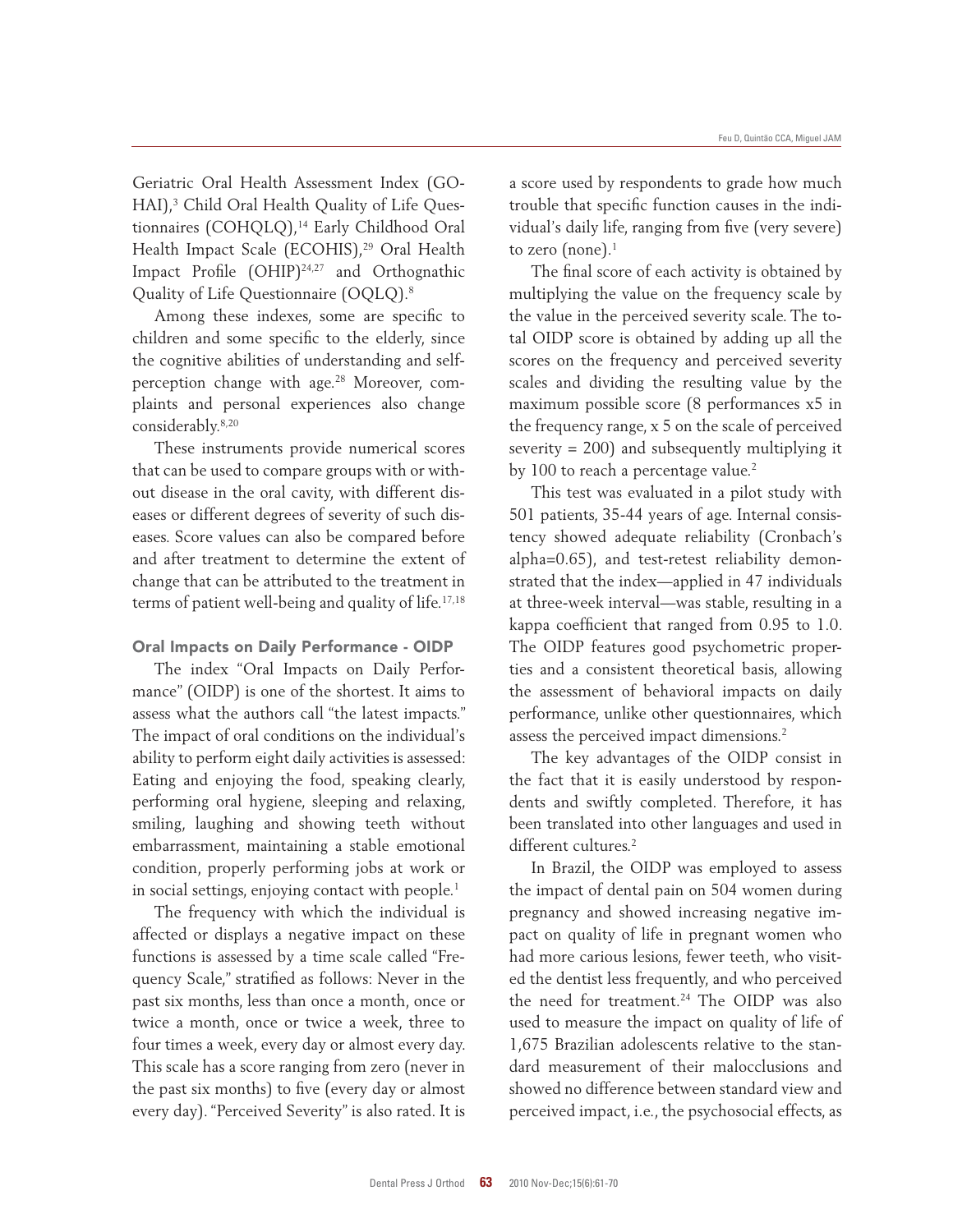Geriatric Oral Health Assessment Index (GOHAI),[3] Child Oral Health Quality of Life Questionnaires (COHQLQ),[14] Early Childhood Oral Health Impact Scale (ECOHIS),[29] Oral Health Impact Profile (OHIP)[24,27] and Orthognathic Quality of Life Questionnaire (OQLQ).[8]

Among these indexes, some are specific to children and some specific to the elderly, since the cognitive abilities of understanding and self-perception change with age.[28] Moreover, complaints and personal experiences also change considerably.[8,20]

These instruments provide numerical scores that can be used to compare groups with or without disease in the oral cavity, with different diseases or different degrees of severity of such diseases. Score values can also be compared before and after treatment to determine the extent of change that can be attributed to the treatment in terms of patient well-being and quality of life.[17,18]

## Oral Impacts on Daily Performance - OIDP

The index "Oral Impacts on Daily Performance" (OIDP) is one of the shortest. It aims to assess what the authors call "the latest impacts." The impact of oral conditions on the individual's ability to perform eight daily activities is assessed: Eating and enjoying the food, speaking clearly, performing oral hygiene, sleeping and relaxing, smiling, laughing and showing teeth without embarrassment, maintaining a stable emotional condition, properly performing jobs at work or in social settings, enjoying contact with people.[1]

The frequency with which the individual is affected or displays a negative impact on these functions is assessed by a time scale called "Frequency Scale," stratified as follows: Never in the past six months, less than once a month, once or twice a month, once or twice a week, three to four times a week, every day or almost every day. This scale has a score ranging from zero (never in the past six months) to five (every day or almost every day). "Perceived Severity" is also rated. It is a score used by respondents to grade how much trouble that specific function causes in the individual's daily life, ranging from five (very severe) to zero (none).[1]

The final score of each activity is obtained by multiplying the value on the frequency scale by the value in the perceived severity scale. The total OIDP score is obtained by adding up all the scores on the frequency and perceived severity scales and dividing the resulting value by the maximum possible score (8 performances x5 in the frequency range, x 5 on the scale of perceived severity = 200) and subsequently multiplying it by 100 to reach a percentage value.[2]

This test was evaluated in a pilot study with 501 patients, 35-44 years of age. Internal consistency showed adequate reliability (Cronbach's alpha=0.65), and test-retest reliability demonstrated that the index—applied in 47 individuals at three-week interval—was stable, resulting in a kappa coefficient that ranged from 0.95 to 1.0. The OIDP features good psychometric properties and a consistent theoretical basis, allowing the assessment of behavioral impacts on daily performance, unlike other questionnaires, which assess the perceived impact dimensions.[2]

The key advantages of the OIDP consist in the fact that it is easily understood by respondents and swiftly completed. Therefore, it has been translated into other languages and used in different cultures.[2]

In Brazil, the OIDP was employed to assess the impact of dental pain on 504 women during pregnancy and showed increasing negative impact on quality of life in pregnant women who had more carious lesions, fewer teeth, who visited the dentist less frequently, and who perceived the need for treatment.[24] The OIDP was also used to measure the impact on quality of life of 1,675 Brazilian adolescents relative to the standard measurement of their malocclusions and showed no difference between standard view and perceived impact, i.e., the psychosocial effects, as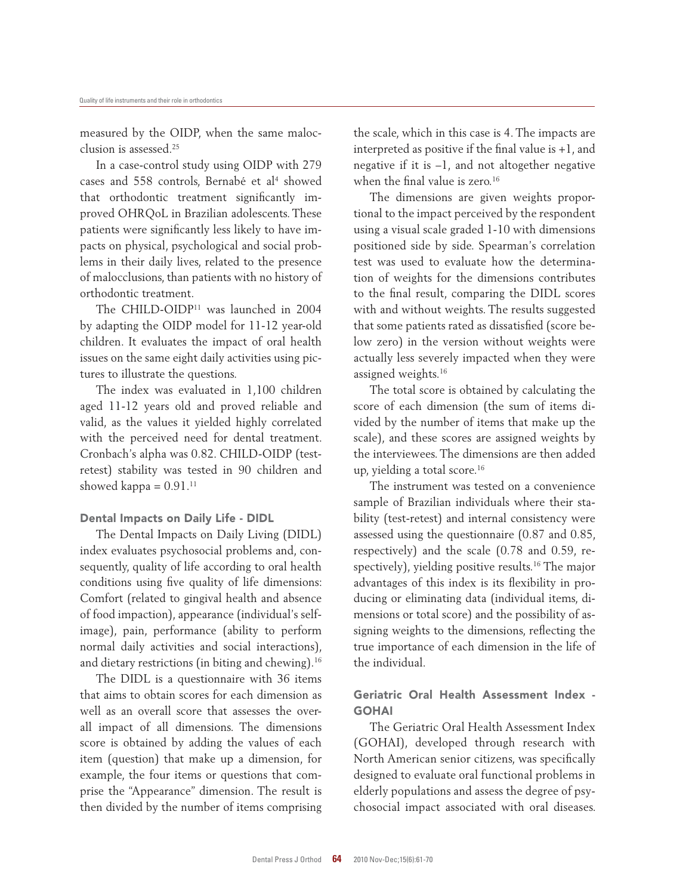measured by the OIDP, when the same malocclusion is assessed.[25]

In a case-control study using OIDP with 279 cases and 558 controls, Bernabé et al[4] showed that orthodontic treatment significantly improved OHRQoL in Brazilian adolescents. These patients were significantly less likely to have impacts on physical, psychological and social problems in their daily lives, related to the presence of malocclusions, than patients with no history of orthodontic treatment.

The CHILD-OIDP[11] was launched in 2004 by adapting the OIDP model for 11-12 year-old children. It evaluates the impact of oral health issues on the same eight daily activities using pictures to illustrate the questions.

The index was evaluated in 1,100 children aged 11-12 years old and proved reliable and valid, as the values it yielded highly correlated with the perceived need for dental treatment. Cronbach's alpha was 0.82. CHILD-OIDP (test-retest) stability was tested in 90 children and showed kappa = 0.91.[11]

### Dental Impacts on Daily Life - DIDL

The Dental Impacts on Daily Living (DIDL) index evaluates psychosocial problems and, consequently, quality of life according to oral health conditions using five quality of life dimensions: Comfort (related to gingival health and absence of food impaction), appearance (individual's self-image), pain, performance (ability to perform normal daily activities and social interactions), and dietary restrictions (in biting and chewing).[16]

The DIDL is a questionnaire with 36 items that aims to obtain scores for each dimension as well as an overall score that assesses the overall impact of all dimensions. The dimensions score is obtained by adding the values of each item (question) that make up a dimension, for example, the four items or questions that comprise the "Appearance" dimension. The result is then divided by the number of items comprising the scale, which in this case is 4. The impacts are interpreted as positive if the final value is +1, and negative if it is –1, and not altogether negative when the final value is zero.[16]

The dimensions are given weights proportional to the impact perceived by the respondent using a visual scale graded 1-10 with dimensions positioned side by side. Spearman's correlation test was used to evaluate how the determination of weights for the dimensions contributes to the final result, comparing the DIDL scores with and without weights. The results suggested that some patients rated as dissatisfied (score below zero) in the version without weights were actually less severely impacted when they were assigned weights.[16]

The total score is obtained by calculating the score of each dimension (the sum of items divided by the number of items that make up the scale), and these scores are assigned weights by the interviewees. The dimensions are then added up, yielding a total score.[16]

The instrument was tested on a convenience sample of Brazilian individuals where their stability (test-retest) and internal consistency were assessed using the questionnaire (0.87 and 0.85, respectively) and the scale (0.78 and 0.59, respectively), yielding positive results.[16] The major advantages of this index is its flexibility in producing or eliminating data (individual items, dimensions or total score) and the possibility of assigning weights to the dimensions, reflecting the true importance of each dimension in the life of the individual.

### Geriatric Oral Health Assessment Index - GOHAI

The Geriatric Oral Health Assessment Index (GOHAI), developed through research with North American senior citizens, was specifically designed to evaluate oral functional problems in elderly populations and assess the degree of psychosocial impact associated with oral diseases.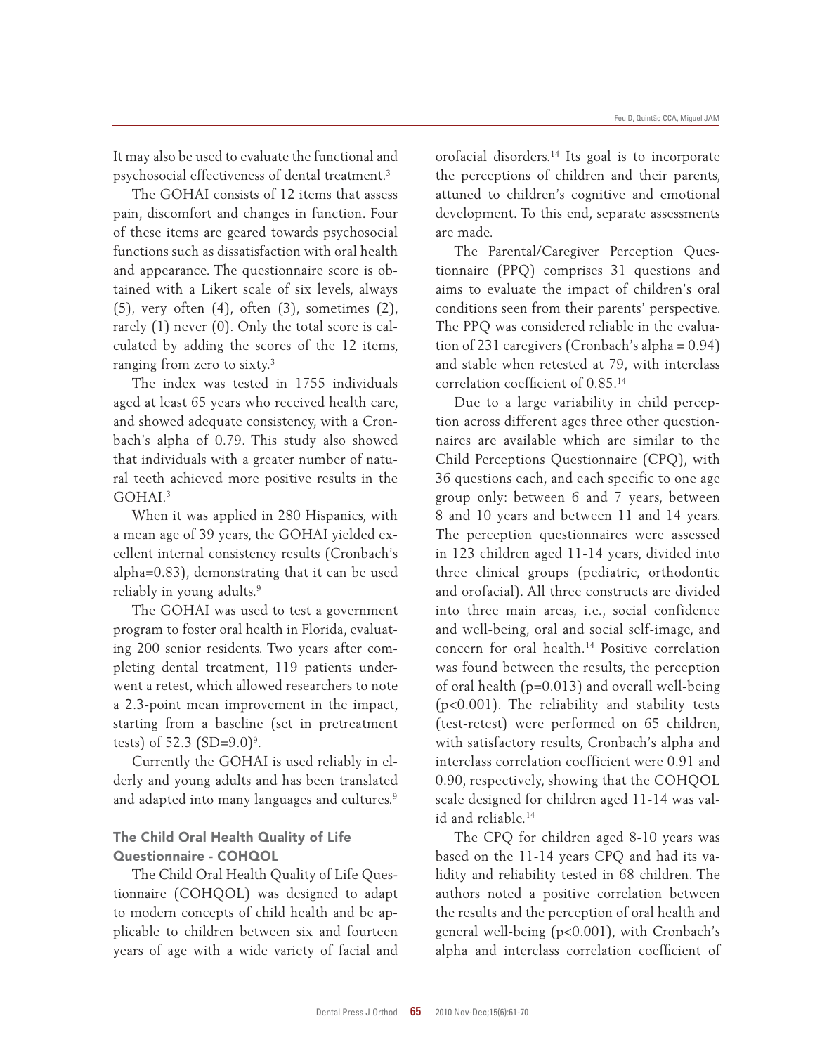It may also be used to evaluate the functional and psychosocial effectiveness of dental treatment.[3]

The GOHAI consists of 12 items that assess pain, discomfort and changes in function. Four of these items are geared towards psychosocial functions such as dissatisfaction with oral health and appearance. The questionnaire score is obtained with a Likert scale of six levels, always (5), very often (4), often (3), sometimes (2), rarely (1) never (0). Only the total score is calculated by adding the scores of the 12 items, ranging from zero to sixty.[3]

The index was tested in 1755 individuals aged at least 65 years who received health care, and showed adequate consistency, with a Cronbach's alpha of 0.79. This study also showed that individuals with a greater number of natural teeth achieved more positive results in the GOHAI.[3]

When it was applied in 280 Hispanics, with a mean age of 39 years, the GOHAI yielded excellent internal consistency results (Cronbach's alpha=0.83), demonstrating that it can be used reliably in young adults.[9]

The GOHAI was used to test a government program to foster oral health in Florida, evaluating 200 senior residents. Two years after completing dental treatment, 119 patients underwent a retest, which allowed researchers to note a 2.3-point mean improvement in the impact, starting from a baseline (set in pretreatment tests) of 52.3 (SD=9.0)[9].

Currently the GOHAI is used reliably in elderly and young adults and has been translated and adapted into many languages and cultures.[9]

### The Child Oral Health Quality of Life Questionnaire - COHQOL

The Child Oral Health Quality of Life Questionnaire (COHQOL) was designed to adapt to modern concepts of child health and be applicable to children between six and fourteen years of age with a wide variety of facial and orofacial disorders.[14] Its goal is to incorporate the perceptions of children and their parents, attuned to children's cognitive and emotional development. To this end, separate assessments are made.

The Parental/Caregiver Perception Questionnaire (PPQ) comprises 31 questions and aims to evaluate the impact of children's oral conditions seen from their parents' perspective. The PPQ was considered reliable in the evaluation of 231 caregivers (Cronbach's alpha = 0.94) and stable when retested at 79, with interclass correlation coefficient of 0.85.[14]

Due to a large variability in child perception across different ages three other questionnaires are available which are similar to the Child Perceptions Questionnaire (CPQ), with 36 questions each, and each specific to one age group only: between 6 and 7 years, between 8 and 10 years and between 11 and 14 years. The perception questionnaires were assessed in 123 children aged 11-14 years, divided into three clinical groups (pediatric, orthodontic and orofacial). All three constructs are divided into three main areas, i.e., social confidence and well-being, oral and social self-image, and concern for oral health.[14] Positive correlation was found between the results, the perception of oral health ($p=0.013$) and overall well-being ($p<0.001$). The reliability and stability tests (test-retest) were performed on 65 children, with satisfactory results, Cronbach's alpha and interclass correlation coefficient were 0.91 and 0.90, respectively, showing that the COHQOL scale designed for children aged 11-14 was valid and reliable.[14]

The CPQ for children aged 8-10 years was based on the 11-14 years CPQ and had its validity and reliability tested in 68 children. The authors noted a positive correlation between the results and the perception of oral health and general well-being ($p<0.001$), with Cronbach's alpha and interclass correlation coefficient of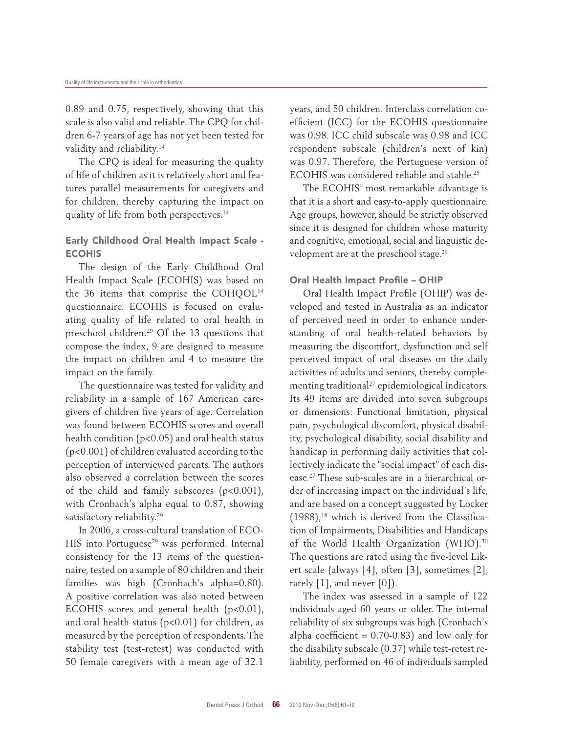0.89 and 0.75, respectively, showing that this scale is also valid and reliable. The CPQ for children 6-7 years of age has not yet been tested for validity and reliability.[14]

The CPQ is ideal for measuring the quality of life of children as it is relatively short and features parallel measurements for caregivers and for children, thereby capturing the impact on quality of life from both perspectives.[14]

### Early Childhood Oral Health Impact Scale - ECOHIS

The design of the Early Childhood Oral Health Impact Scale (ECOHIS) was based on the 36 items that comprise the COHQOL[14] questionnaire. ECOHIS is focused on evaluating quality of life related to oral health in preschool children.[29] Of the 13 questions that compose the index, 9 are designed to measure the impact on children and 4 to measure the impact on the family.

The questionnaire was tested for validity and reliability in a sample of 167 American caregivers of children five years of age. Correlation was found between ECOHIS scores and overall health condition ($p<0.05$) and oral health status ($p<0.001$) of children evaluated according to the perception of interviewed parents. The authors also observed a correlation between the scores of the child and family subscores ($p<0.001$), with Cronbach's alpha equal to 0.87, showing satisfactory reliability.[29]

In 2006, a cross-cultural translation of ECOHIS into Portuguese[29] was performed. Internal consistency for the 13 items of the questionnaire, tested on a sample of 80 children and their families was high (Cronbach's alpha=0.80). A positive correlation was also noted between ECOHIS scores and general health ($p<0.01$), and oral health status ($p<0.01$) for children, as measured by the perception of respondents. The stability test (test-retest) was conducted with 50 female caregivers with a mean age of 32.1 years, and 50 children. Interclass correlation coefficient (ICC) for the ECOHIS questionnaire was 0.98. ICC child subscale was 0.98 and ICC respondent subscale (children's next of kin) was 0.97. Therefore, the Portuguese version of ECOHIS was considered reliable and stable.[29]

The ECOHIS' most remarkable advantage is that it is a short and easy-to-apply questionnaire. Age groups, however, should be strictly observed since it is designed for children whose maturity and cognitive, emotional, social and linguistic development are at the preschool stage.[29]

### Oral Health Impact Profile – OHIP

Oral Health Impact Profile (OHIP) was developed and tested in Australia as an indicator of perceived need in order to enhance understanding of oral health-related behaviors by measuring the discomfort, dysfunction and self perceived impact of oral diseases on the daily activities of adults and seniors, thereby complementing traditional[27] epidemiological indicators. Its 49 items are divided into seven subgroups or dimensions: Functional limitation, physical pain, psychological discomfort, physical disability, psychological disability, social disability and handicap in performing daily activities that collectively indicate the "social impact" of each disease.[27] These sub-scales are in a hierarchical order of increasing impact on the individual's life, and are based on a concept suggested by Locker (1988),[18] which is derived from the Classification of Impairments, Disabilities and Handicaps of the World Health Organization (WHO).[30] The questions are rated using the five-level Likert scale (always [4], often [3], sometimes [2], rarely [1], and never [0]).

The index was assessed in a sample of 122 individuals aged 60 years or older. The internal reliability of six subgroups was high (Cronbach's alpha coefficient = 0.70-0.83) and low only for the disability subscale (0.37) while test-retest reliability, performed on 46 of individuals sampled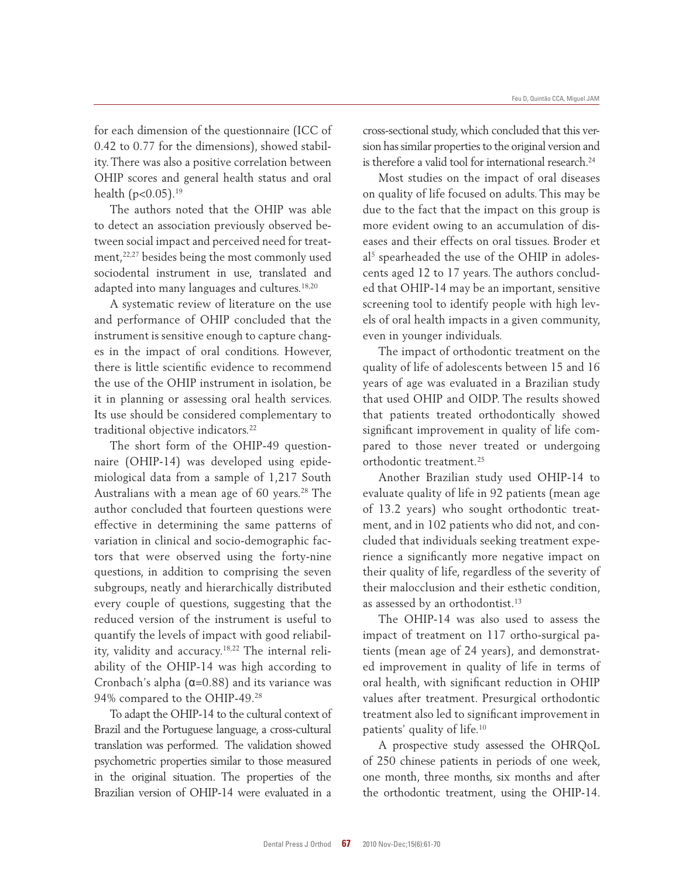for each dimension of the questionnaire (ICC of 0.42 to 0.77 for the dimensions), showed stability. There was also a positive correlation between OHIP scores and general health status and oral health ($p<0.05$).[19]

The authors noted that the OHIP was able to detect an association previously observed between social impact and perceived need for treatment,[22,27] besides being the most commonly used sociodental instrument in use, translated and adapted into many languages and cultures.[18,20]

A systematic review of literature on the use and performance of OHIP concluded that the instrument is sensitive enough to capture changes in the impact of oral conditions. However, there is little scientific evidence to recommend the use of the OHIP instrument in isolation, be it in planning or assessing oral health services. Its use should be considered complementary to traditional objective indicators.[22]

The short form of the OHIP-49 questionnaire (OHIP-14) was developed using epidemiological data from a sample of 1,217 South Australians with a mean age of 60 years.[28] The author concluded that fourteen questions were effective in determining the same patterns of variation in clinical and socio-demographic factors that were observed using the forty-nine questions, in addition to comprising the seven subgroups, neatly and hierarchically distributed every couple of questions, suggesting that the reduced version of the instrument is useful to quantify the levels of impact with good reliability, validity and accuracy.[18,22] The internal reliability of the OHIP-14 was high according to Cronbach's alpha ($\alpha=0.88$) and its variance was 94% compared to the OHIP-49.[28]

To adapt the OHIP-14 to the cultural context of Brazil and the Portuguese language, a cross-cultural translation was performed. The validation showed psychometric properties similar to those measured in the original situation. The properties of the Brazilian version of OHIP-14 were evaluated in a cross-sectional study, which concluded that this version has similar properties to the original version and is therefore a valid tool for international research.[24]

Most studies on the impact of oral diseases on quality of life focused on adults. This may be due to the fact that the impact on this group is more evident owing to an accumulation of diseases and their effects on oral tissues. Broder et al[5] spearheaded the use of the OHIP in adolescents aged 12 to 17 years. The authors concluded that OHIP-14 may be an important, sensitive screening tool to identify people with high levels of oral health impacts in a given community, even in younger individuals.

The impact of orthodontic treatment on the quality of life of adolescents between 15 and 16 years of age was evaluated in a Brazilian study that used OHIP and OIDP. The results showed that patients treated orthodontically showed significant improvement in quality of life compared to those never treated or undergoing orthodontic treatment.[25]

Another Brazilian study used OHIP-14 to evaluate quality of life in 92 patients (mean age of 13.2 years) who sought orthodontic treatment, and in 102 patients who did not, and concluded that individuals seeking treatment experience a significantly more negative impact on their quality of life, regardless of the severity of their malocclusion and their esthetic condition, as assessed by an orthodontist.[13]

The OHIP-14 was also used to assess the impact of treatment on 117 ortho-surgical patients (mean age of 24 years), and demonstrated improvement in quality of life in terms of oral health, with significant reduction in OHIP values after treatment. Presurgical orthodontic treatment also led to significant improvement in patients' quality of life.[10]

A prospective study assessed the OHRQoL of 250 chinese patients in periods of one week, one month, three months, six months and after the orthodontic treatment, using the OHIP-14.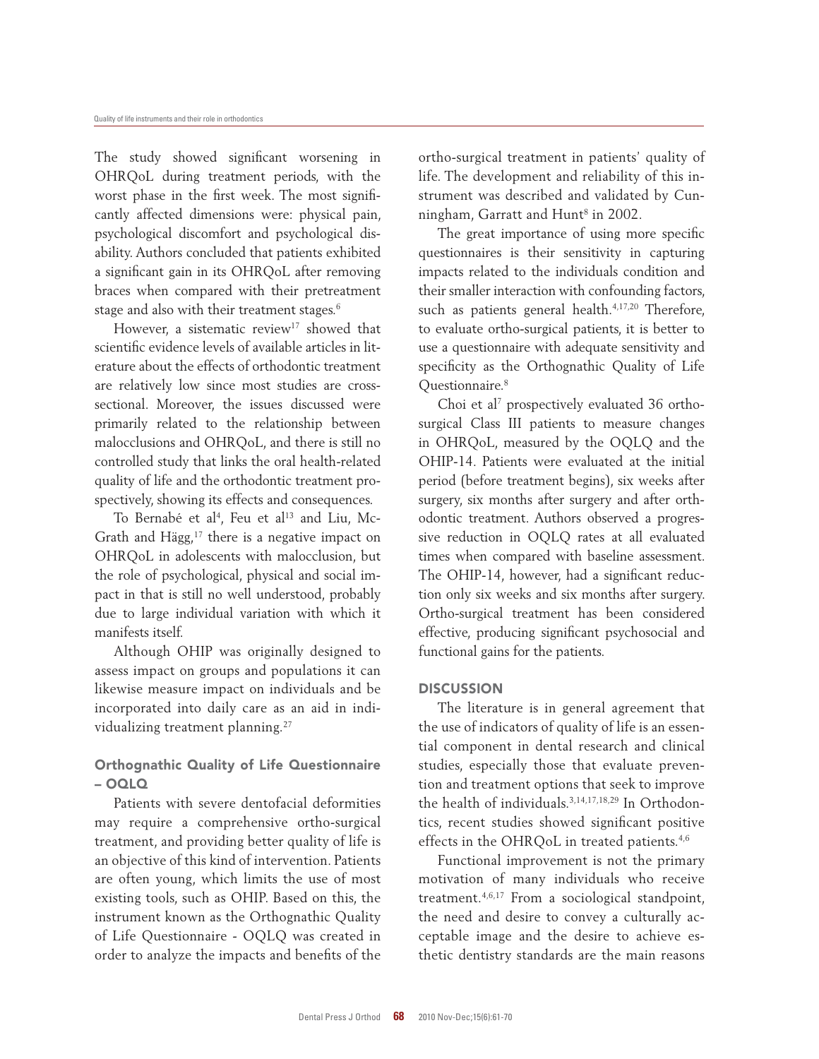The study showed significant worsening in OHRQoL during treatment periods, with the worst phase in the first week. The most significantly affected dimensions were: physical pain, psychological discomfort and psychological disability. Authors concluded that patients exhibited a significant gain in its OHRQoL after removing braces when compared with their pretreatment stage and also with their treatment stages.[6]

However, a sistematic review[17] showed that scientific evidence levels of available articles in literature about the effects of orthodontic treatment are relatively low since most studies are cross-sectional. Moreover, the issues discussed were primarily related to the relationship between malocclusions and OHRQoL, and there is still no controlled study that links the oral health-related quality of life and the orthodontic treatment prospectively, showing its effects and consequences.

To Bernabé et al[4], Feu et al[13] and Liu, McGrath and Hägg,[17] there is a negative impact on OHRQoL in adolescents with malocclusion, but the role of psychological, physical and social impact in that is still no well understood, probably due to large individual variation with which it manifests itself.

Although OHIP was originally designed to assess impact on groups and populations it can likewise measure impact on individuals and be incorporated into daily care as an aid in individualizing treatment planning.[27]

### Orthognathic Quality of Life Questionnaire – OQLQ

Patients with severe dentofacial deformities may require a comprehensive ortho-surgical treatment, and providing better quality of life is an objective of this kind of intervention. Patients are often young, which limits the use of most existing tools, such as OHIP. Based on this, the instrument known as the Orthognathic Quality of Life Questionnaire - OQLQ was created in order to analyze the impacts and benefits of the ortho-surgical treatment in patients' quality of life. The development and reliability of this instrument was described and validated by Cunningham, Garratt and Hunt[8] in 2002.

The great importance of using more specific questionnaires is their sensitivity in capturing impacts related to the individuals condition and their smaller interaction with confounding factors, such as patients general health.[4,17,20] Therefore, to evaluate ortho-surgical patients, it is better to use a questionnaire with adequate sensitivity and specificity as the Orthognathic Quality of Life Questionnaire.[8]

Choi et al[7] prospectively evaluated 36 ortho-surgical Class III patients to measure changes in OHRQoL, measured by the OQLQ and the OHIP-14. Patients were evaluated at the initial period (before treatment begins), six weeks after surgery, six months after surgery and after orthodontic treatment. Authors observed a progressive reduction in OQLQ rates at all evaluated times when compared with baseline assessment. The OHIP-14, however, had a significant reduction only six weeks and six months after surgery. Ortho-surgical treatment has been considered effective, producing significant psychosocial and functional gains for the patients.

## DISCUSSION

The literature is in general agreement that the use of indicators of quality of life is an essential component in dental research and clinical studies, especially those that evaluate prevention and treatment options that seek to improve the health of individuals.[3,14,17,18,29] In Orthodontics, recent studies showed significant positive effects in the OHRQoL in treated patients.[4,6]

Functional improvement is not the primary motivation of many individuals who receive treatment.[4,6,17] From a sociological standpoint, the need and desire to convey a culturally acceptable image and the desire to achieve esthetic dentistry standards are the main reasons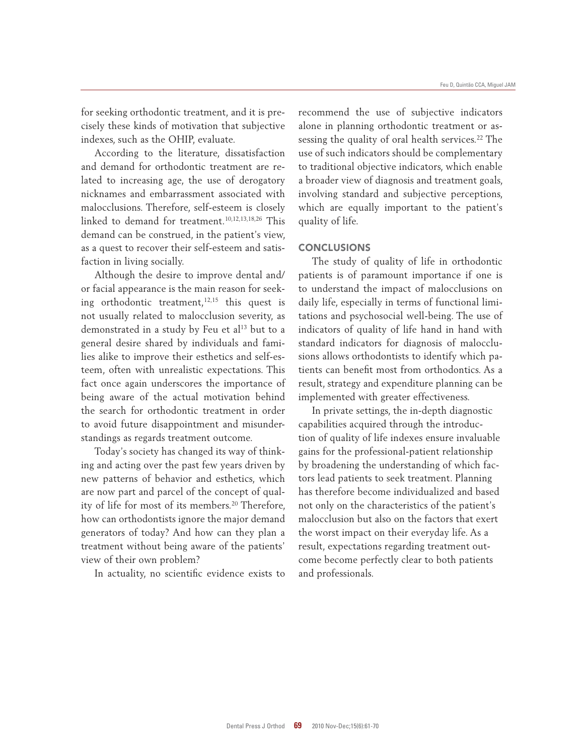for seeking orthodontic treatment, and it is precisely these kinds of motivation that subjective indexes, such as the OHIP, evaluate.

According to the literature, dissatisfaction and demand for orthodontic treatment are related to increasing age, the use of derogatory nicknames and embarrassment associated with malocclusions. Therefore, self-esteem is closely linked to demand for treatment.[10,12,13,18,26] This demand can be construed, in the patient's view, as a quest to recover their self-esteem and satisfaction in living socially.

Although the desire to improve dental and/or facial appearance is the main reason for seeking orthodontic treatment,[12,15] this quest is not usually related to malocclusion severity, as demonstrated in a study by Feu et al[13] but to a general desire shared by individuals and families alike to improve their esthetics and self-esteem, often with unrealistic expectations. This fact once again underscores the importance of being aware of the actual motivation behind the search for orthodontic treatment in order to avoid future disappointment and misunderstandings as regards treatment outcome.

Today's society has changed its way of thinking and acting over the past few years driven by new patterns of behavior and esthetics, which are now part and parcel of the concept of quality of life for most of its members.[20] Therefore, how can orthodontists ignore the major demand generators of today? And how can they plan a treatment without being aware of the patients' view of their own problem?

In actuality, no scientific evidence exists to recommend the use of subjective indicators alone in planning orthodontic treatment or assessing the quality of oral health services.[22] The use of such indicators should be complementary to traditional objective indicators, which enable a broader view of diagnosis and treatment goals, involving standard and subjective perceptions, which are equally important to the patient's quality of life.

## CONCLUSIONS

The study of quality of life in orthodontic patients is of paramount importance if one is to understand the impact of malocclusions on daily life, especially in terms of functional limitations and psychosocial well-being. The use of indicators of quality of life hand in hand with standard indicators for diagnosis of malocclusions allows orthodontists to identify which patients can benefit most from orthodontics. As a result, strategy and expenditure planning can be implemented with greater effectiveness.

In private settings, the in-depth diagnostic capabilities acquired through the introduction of quality of life indexes ensure invaluable gains for the professional-patient relationship by broadening the understanding of which factors lead patients to seek treatment. Planning has therefore become individualized and based not only on the characteristics of the patient's malocclusion but also on the factors that exert the worst impact on their everyday life. As a result, expectations regarding treatment outcome become perfectly clear to both patients and professionals.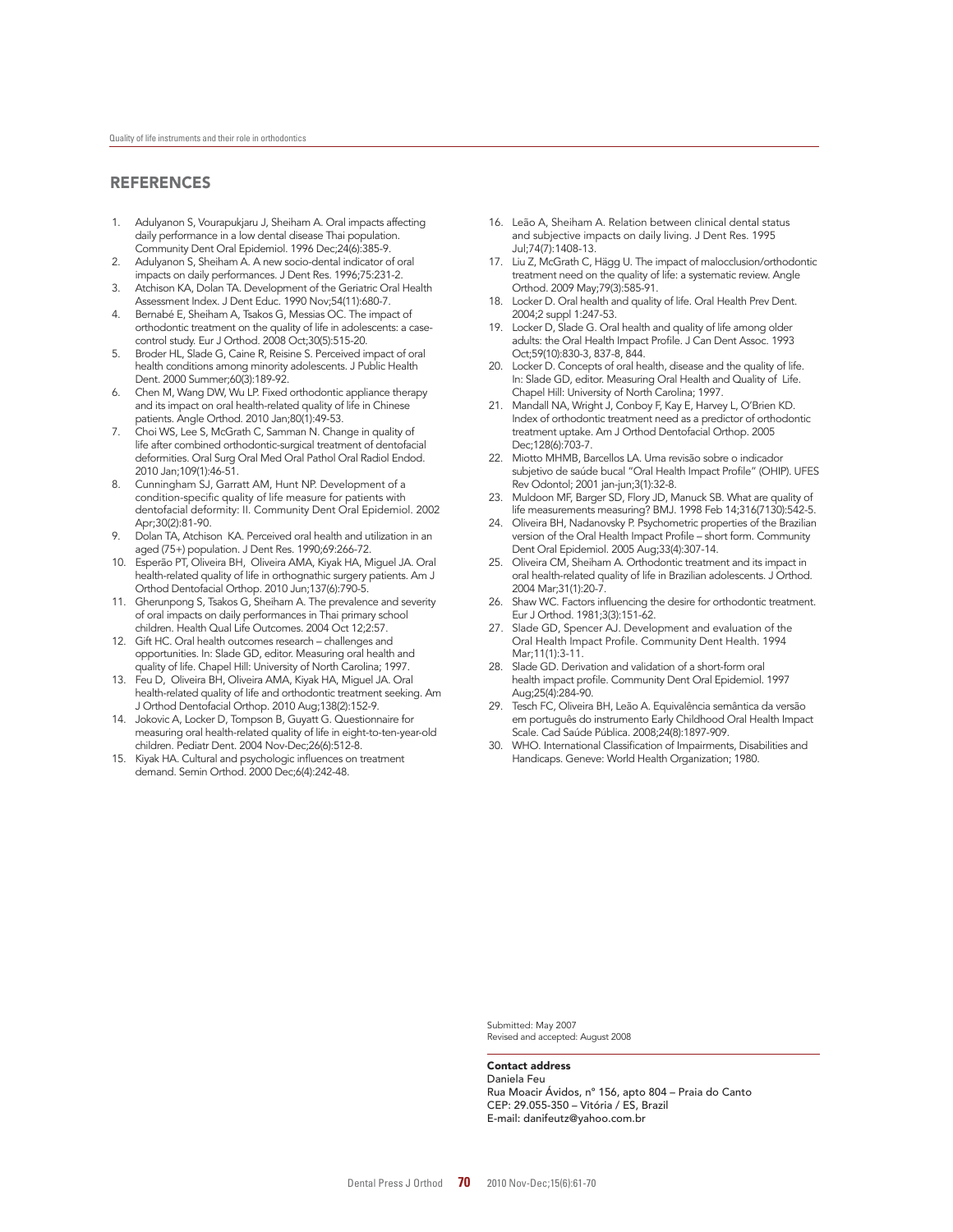## REFERENCES

1. Adulyanon S, Vourapukjaru J, Sheiham A. Oral impacts affecting daily performance in a low dental disease Thai population. Community Dent Oral Epidemiol. 1996 Dec;24(6):385-9.
2. Adulyanon S, Sheiham A. A new socio-dental indicator of oral impacts on daily performances. J Dent Res. 1996;75:231-2.
3. Atchison KA, Dolan TA. Development of the Geriatric Oral Health Assessment Index. J Dent Educ. 1990 Nov;54(11):680-7.
4. Bernabé E, Sheiham A, Tsakos G, Messias OC. The impact of orthodontic treatment on the quality of life in adolescents: a case-control study. Eur J Orthod. 2008 Oct;30(5):515-20.
5. Broder HL, Slade G, Caine R, Reisine S. Perceived impact of oral health conditions among minority adolescents. J Public Health Dent. 2000 Summer;60(3):189-92.
6. Chen M, Wang DW, Wu LP. Fixed orthodontic appliance therapy and its impact on oral health-related quality of life in Chinese patients. Angle Orthod. 2010 Jan;80(1):49-53.
7. Choi WS, Lee S, McGrath C, Samman N. Change in quality of life after combined orthodontic-surgical treatment of dentofacial deformities. Oral Surg Oral Med Oral Pathol Oral Radiol Endod. 2010 Jan;109(1):46-51.
8. Cunningham SJ, Garratt AM, Hunt NP. Development of a condition-specific quality of life measure for patients with dentofacial deformity: II. Community Dent Oral Epidemiol. 2002 Apr;30(2):81-90.
9. Dolan TA, Atchison KA. Perceived oral health and utilization in an aged (75+) population. J Dent Res. 1990;69:266-72.
10. Esperão PT, Oliveira BH, Oliveira AMA, Kiyak HA, Miguel JA. Oral health-related quality of life in orthognathic surgery patients. Am J Orthod Dentofacial Orthop. 2010 Jun;137(6):790-5.
11. Gherunpong S, Tsakos G, Sheiham A. The prevalence and severity of oral impacts on daily performances in Thai primary school children. Health Qual Life Outcomes. 2004 Oct 12;2:57.
12. Gift HC. Oral health outcomes research – challenges and opportunities. In: Slade GD, editor. Measuring oral health and quality of life. Chapel Hill: University of North Carolina; 1997.
13. Feu D, Oliveira BH, Oliveira AMA, Kiyak HA, Miguel JA. Oral health-related quality of life and orthodontic treatment seeking. Am J Orthod Dentofacial Orthop. 2010 Aug;138(2):152-9.
14. Jokovic A, Locker D, Tompson B, Guyatt G. Questionnaire for measuring oral health-related quality of life in eight-to-ten-year-old children. Pediatr Dent. 2004 Nov-Dec;26(6):512-8.
15. Kiyak HA. Cultural and psychologic influences on treatment demand. Semin Orthod. 2000 Dec;6(4):242-48.
16. Leão A, Sheiham A. Relation between clinical dental status and subjective impacts on daily living. J Dent Res. 1995 Jul;74(7):1408-13.
17. Liu Z, McGrath C, Hägg U. The impact of malocclusion/orthodontic treatment need on the quality of life: a systematic review. Angle Orthod. 2009 May;79(3):585-91.
18. Locker D. Oral health and quality of life. Oral Health Prev Dent. 2004;2 suppl 1:247-53.
19. Locker D, Slade G. Oral health and quality of life among older adults: the Oral Health Impact Profile. J Can Dent Assoc. 1993 Oct;59(10):830-3, 837-8, 844.
20. Locker D. Concepts of oral health, disease and the quality of life. In: Slade GD, editor. Measuring Oral Health and Quality of Life. Chapel Hill: University of North Carolina; 1997.
21. Mandall NA, Wright J, Conboy F, Kay E, Harvey L, O'Brien KD. Index of orthodontic treatment need as a predictor of orthodontic treatment uptake. Am J Orthod Dentofacial Orthop. 2005 Dec;128(6):703-7.
22. Miotto MHMB, Barcellos LA. Uma revisão sobre o indicador subjetivo de saúde bucal "Oral Health Impact Profile" (OHIP). UFES Rev Odontol; 2001 jan-jun;3(1):32-8.
23. Muldoon MF, Barger SD, Flory JD, Manuck SB. What are quality of life measurements measuring? BMJ. 1998 Feb 14;316(7130):542-5.
24. Oliveira BH, Nadanovsky P. Psychometric properties of the Brazilian version of the Oral Health Impact Profile – short form. Community Dent Oral Epidemiol. 2005 Aug;33(4):307-14.
25. Oliveira CM, Sheiham A. Orthodontic treatment and its impact in oral health-related quality of life in Brazilian adolescents. J Orthod. 2004 Mar;31(1):20-7.
26. Shaw WC. Factors influencing the desire for orthodontic treatment. Eur J Orthod. 1981;3(3):151-62.
27. Slade GD, Spencer AJ. Development and evaluation of the Oral Health Impact Profile. Community Dent Health. 1994 Mar;11(1):3-11.
28. Slade GD. Derivation and validation of a short-form oral health impact profile. Community Dent Oral Epidemiol. 1997 Aug;25(4):284-90.
29. Tesch FC, Oliveira BH, Leão A. Equivalência semântica da versão em português do instrumento Early Childhood Oral Health Impact Scale. Cad Saúde Pública. 2008;24(8):1897-909.
30. WHO. International Classification of Impairments, Disabilities and Handicaps. Geneve: World Health Organization; 1980.

Submitted: May 2007
Revised and accepted: August 2008

**Contact address**
Daniela Feu
Rua Moacir Ávidos, nº 156, apto 804 – Praia do Canto
CEP: 29.055-350 – Vitória / ES, Brazil
E-mail: danifeutz@yahoo.com.br